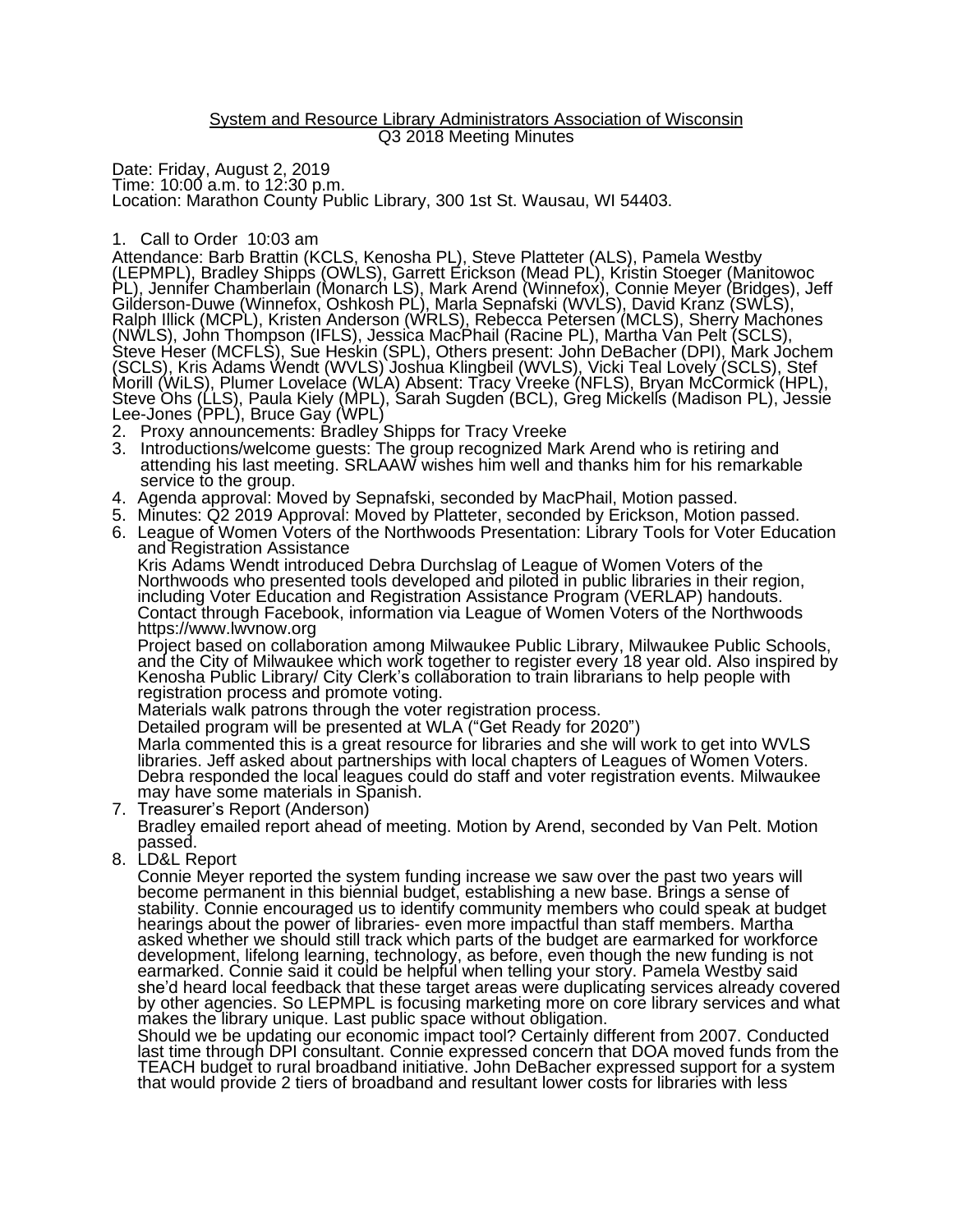System and Resource Library Administrators Association of Wisconsin
Q3 2018 Meeting Minutes

Date: Friday, August 2, 2019
Time: 10:00 a.m. to 12:30 p.m.
Location: Marathon County Public Library, 300 1st St. Wausau, WI 54403.

1. Call to Order 10:03 am
Attendance: Barb Brattin (KCLS, Kenosha PL), Steve Platteter (ALS), Pamela Westby (LEPMPL), Bradley Shipps (OWLS), Garrett Erickson (Mead PL), Kristin Stoeger (Manitowoc PL), Jennifer Chamberlain (Monarch LS), Mark Arend (Winnefox), Connie Meyer (Bridges), Jeff Gilderson-Duwe (Winnefox, Oshkosh PL), Marla Sepnafski (WVLS), David Kranz (SWLS), Ralph Illick (MCPL), Kristen Anderson (WRLS), Rebecca Petersen (MCLS), Sherry Machones (NWLS), John Thompson (IFLS), Jessica MacPhail (Racine PL), Martha Van Pelt (SCLS), Steve Heser (MCFLS), Sue Heskin (SPL), Others present: John DeBacher (DPI), Mark Jochem (SCLS), Kris Adams Wendt (WVLS) Joshua Klingbeil (WVLS), Vicki Teal Lovely (SCLS), Stef Morill (WiLS), Plumer Lovelace (WLA) Absent: Tracy Vreeke (NFLS), Bryan McCormick (HPL), Steve Ohs (LLS), Paula Kiely (MPL), Sarah Sugden (BCL), Greg Mickells (Madison PL), Jessie Lee-Jones (PPL), Bruce Gay (WPL)
2. Proxy announcements: Bradley Shipps for Tracy Vreeke
3. Introductions/welcome guests: The group recognized Mark Arend who is retiring and attending his last meeting. SRLAAW wishes him well and thanks him for his remarkable service to the group.
4. Agenda approval: Moved by Sepnafski, seconded by MacPhail, Motion passed.
5. Minutes: Q2 2019 Approval: Moved by Platteter, seconded by Erickson, Motion passed.
6. League of Women Voters of the Northwoods Presentation: Library Tools for Voter Education and Registration Assistance
Kris Adams Wendt introduced Debra Durchslag of League of Women Voters of the Northwoods who presented tools developed and piloted in public libraries in their region, including Voter Education and Registration Assistance Program (VERLAP) handouts. Contact through Facebook, information via League of Women Voters of the Northwoods https://www.lwvnow.org
Project based on collaboration among Milwaukee Public Library, Milwaukee Public Schools, and the City of Milwaukee which work together to register every 18 year old. Also inspired by Kenosha Public Library/ City Clerk's collaboration to train librarians to help people with registration process and promote voting.
Materials walk patrons through the voter registration process.
Detailed program will be presented at WLA ("Get Ready for 2020")
Marla commented this is a great resource for libraries and she will work to get into WVLS libraries. Jeff asked about partnerships with local chapters of Leagues of Women Voters. Debra responded the local leagues could do staff and voter registration events. Milwaukee may have some materials in Spanish.
7. Treasurer's Report (Anderson)
Bradley emailed report ahead of meeting. Motion by Arend, seconded by Van Pelt. Motion passed.
8. LD&L Report
Connie Meyer reported the system funding increase we saw over the past two years will become permanent in this biennial budget, establishing a new base. Brings a sense of stability. Connie encouraged us to identify community members who could speak at budget hearings about the power of libraries- even more impactful than staff members. Martha asked whether we should still track which parts of the budget are earmarked for workforce development, lifelong learning, technology, as before, even though the new funding is not earmarked. Connie said it could be helpful when telling your story. Pamela Westby said she'd heard local feedback that these target areas were duplicating services already covered by other agencies. So LEPMPL is focusing marketing more on core library services and what makes the library unique. Last public space without obligation.
Should we be updating our economic impact tool? Certainly different from 2007. Conducted last time through DPI consultant. Connie expressed concern that DOA moved funds from the TEACH budget to rural broadband initiative. John DeBacher expressed support for a system that would provide 2 tiers of broadband and resultant lower costs for libraries with less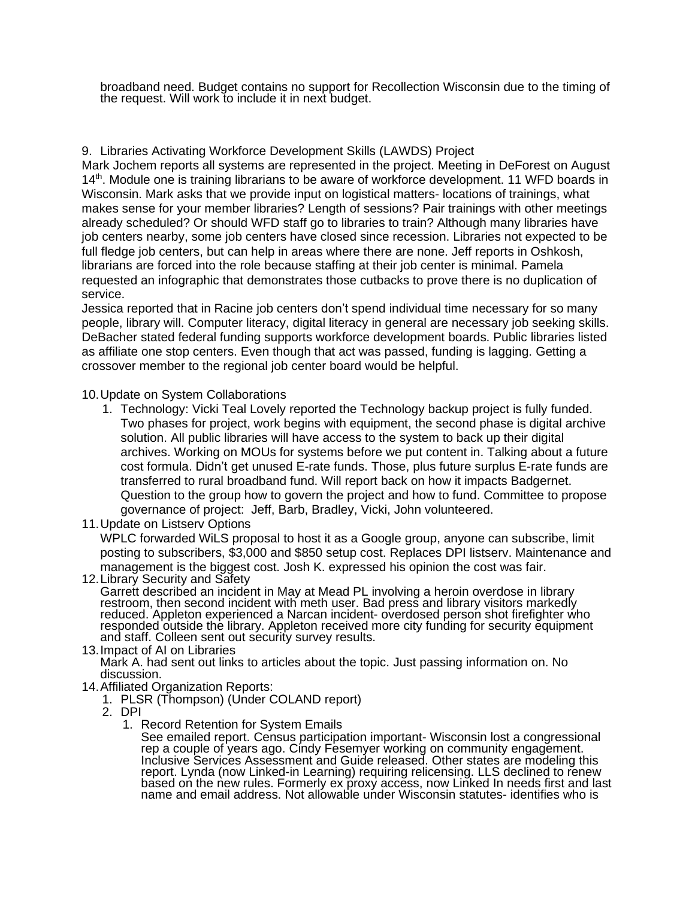broadband need. Budget contains no support for Recollection Wisconsin due to the timing of the request. Will work to include it in next budget.

9. Libraries Activating Workforce Development Skills (LAWDS) Project
Mark Jochem reports all systems are represented in the project. Meeting in DeForest on August 14th. Module one is training librarians to be aware of workforce development. 11 WFD boards in Wisconsin. Mark asks that we provide input on logistical matters- locations of trainings, what makes sense for your member libraries? Length of sessions? Pair trainings with other meetings already scheduled? Or should WFD staff go to libraries to train? Although many libraries have job centers nearby, some job centers have closed since recession. Libraries not expected to be full fledge job centers, but can help in areas where there are none. Jeff reports in Oshkosh, librarians are forced into the role because staffing at their job center is minimal. Pamela requested an infographic that demonstrates those cutbacks to prove there is no duplication of service.
Jessica reported that in Racine job centers don't spend individual time necessary for so many people, library will. Computer literacy, digital literacy in general are necessary job seeking skills. DeBacher stated federal funding supports workforce development boards. Public libraries listed as affiliate one stop centers. Even though that act was passed, funding is lagging. Getting a crossover member to the regional job center board would be helpful.

10. Update on System Collaborations
    1. Technology: Vicki Teal Lovely reported the Technology backup project is fully funded. Two phases for project, work begins with equipment, the second phase is digital archive solution. All public libraries will have access to the system to back up their digital archives. Working on MOUs for systems before we put content in. Talking about a future cost formula. Didn't get unused E-rate funds. Those, plus future surplus E-rate funds are transferred to rural broadband fund. Will report back on how it impacts Badgernet. Question to the group how to govern the project and how to fund. Committee to propose governance of project: Jeff, Barb, Bradley, Vicki, John volunteered.
11. Update on Listserv Options
    WPLC forwarded WiLS proposal to host it as a Google group, anyone can subscribe, limit posting to subscribers, $3,000 and $850 setup cost. Replaces DPI listserv. Maintenance and management is the biggest cost. Josh K. expressed his opinion the cost was fair.
12. Library Security and Safety
    Garrett described an incident in May at Mead PL involving a heroin overdose in library restroom, then second incident with meth user. Bad press and library visitors markedly reduced. Appleton experienced a Narcan incident- overdosed person shot firefighter who responded outside the library. Appleton received more city funding for security equipment and staff. Colleen sent out security survey results.
13. Impact of AI on Libraries
    Mark A. had sent out links to articles about the topic. Just passing information on. No discussion.
14. Affiliated Organization Reports:
    1. PLSR (Thompson) (Under COLAND report)
    2. DPI
        1. Record Retention for System Emails
           See emailed report. Census participation important- Wisconsin lost a congressional rep a couple of years ago. Cindy Fesemyer working on community engagement. Inclusive Services Assessment and Guide released. Other states are modeling this report. Lynda (now Linked-in Learning) requiring relicensing. LLS declined to renew based on the new rules. Formerly ex proxy access, now Linked In needs first and last name and email address. Not allowable under Wisconsin statutes- identifies who is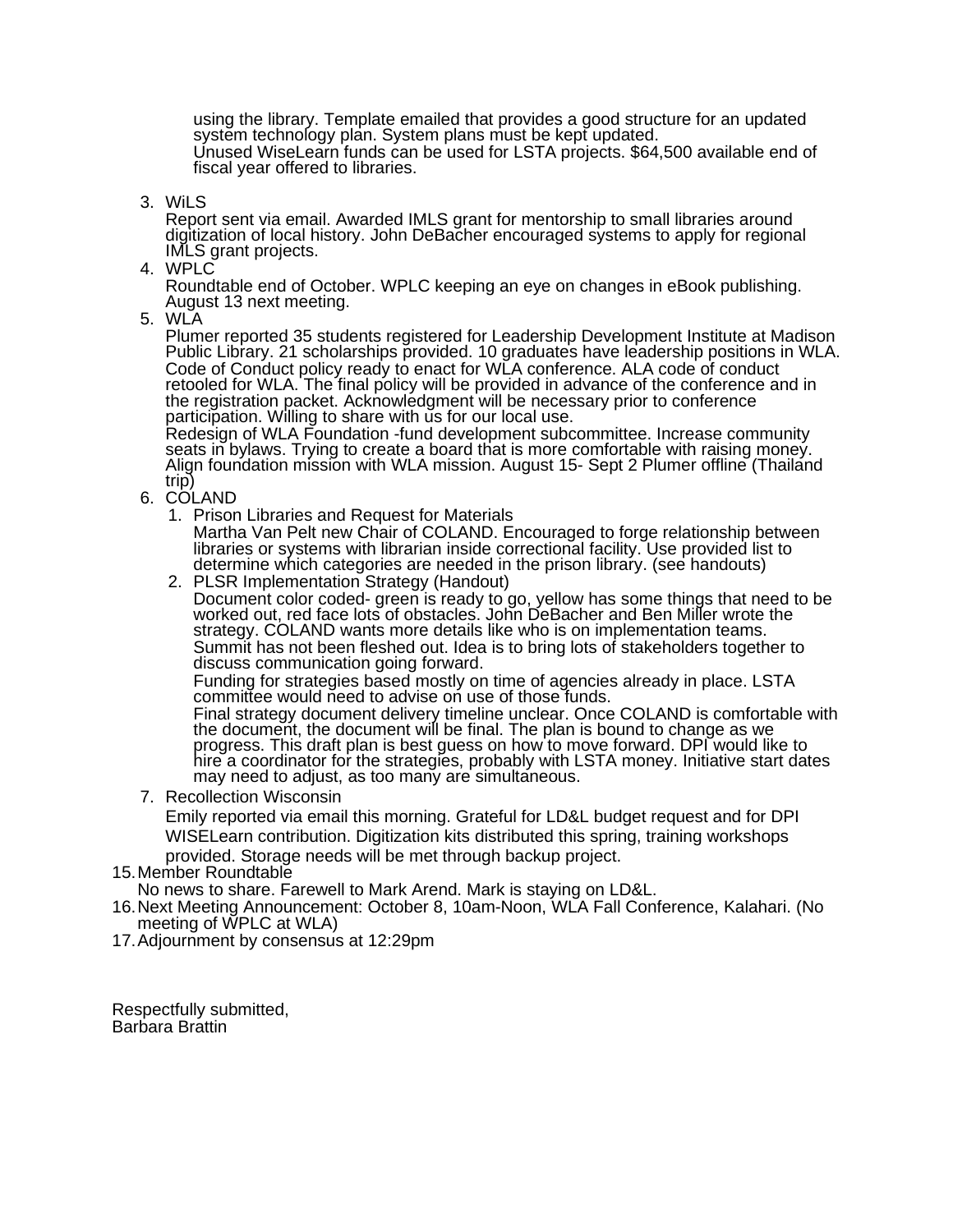using the library. Template emailed that provides a good structure for an updated system technology plan. System plans must be kept updated.
Unused WiseLearn funds can be used for LSTA projects. $64,500 available end of fiscal year offered to libraries.

3. WiLS
   Report sent via email. Awarded IMLS grant for mentorship to small libraries around digitization of local history. John DeBacher encouraged systems to apply for regional IMLS grant projects.
4. WPLC
   Roundtable end of October. WPLC keeping an eye on changes in eBook publishing. August 13 next meeting.
5. WLA
   Plumer reported 35 students registered for Leadership Development Institute at Madison Public Library. 21 scholarships provided. 10 graduates have leadership positions in WLA. Code of Conduct policy ready to enact for WLA conference. ALA code of conduct retooled for WLA. The final policy will be provided in advance of the conference and in the registration packet. Acknowledgment will be necessary prior to conference participation. Willing to share with us for our local use.
   Redesign of WLA Foundation -fund development subcommittee. Increase community seats in bylaws. Trying to create a board that is more comfortable with raising money. Align foundation mission with WLA mission. August 15- Sept 2 Plumer offline (Thailand trip)
6. COLAND
   1. Prison Libraries and Request for Materials
      Martha Van Pelt new Chair of COLAND. Encouraged to forge relationship between libraries or systems with librarian inside correctional facility. Use provided list to determine which categories are needed in the prison library. (see handouts)
   2. PLSR Implementation Strategy (Handout)
      Document color coded- green is ready to go, yellow has some things that need to be worked out, red face lots of obstacles. John DeBacher and Ben Miller wrote the strategy. COLAND wants more details like who is on implementation teams. Summit has not been fleshed out. Idea is to bring lots of stakeholders together to discuss communication going forward.
      Funding for strategies based mostly on time of agencies already in place. LSTA committee would need to advise on use of those funds.
      Final strategy document delivery timeline unclear. Once COLAND is comfortable with the document, the document will be final. The plan is bound to change as we progress. This draft plan is best guess on how to move forward. DPI would like to hire a coordinator for the strategies, probably with LSTA money. Initiative start dates may need to adjust, as too many are simultaneous.
7. Recollection Wisconsin
   Emily reported via email this morning. Grateful for LD&L budget request and for DPI WISELearn contribution. Digitization kits distributed this spring, training workshops provided. Storage needs will be met through backup project.

15. Member Roundtable
    No news to share. Farewell to Mark Arend. Mark is staying on LD&L.
16. Next Meeting Announcement: October 8, 10am-Noon, WLA Fall Conference, Kalahari. (No meeting of WPLC at WLA)
17. Adjournment by consensus at 12:29pm

Respectfully submitted,
Barbara Brattin